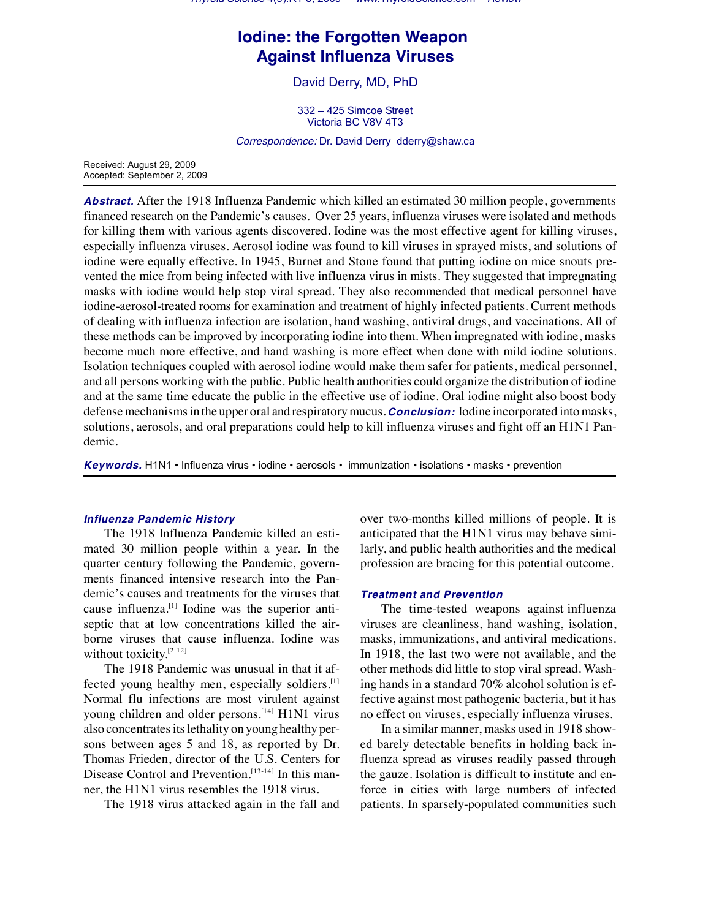# Iodine: the Forgotten Weapon Against Influenza Viruses

David Derry, MD, PhD

332 – 425 Simcoe Street
Victoria BC V8V 4T3

*Correspondence:* Dr. David Derry dderry@shaw.ca

Received: August 29, 2009
Accepted: September 2, 2009

***Abstract.*** After the 1918 Influenza Pandemic which killed an estimated 30 million people, governments financed research on the Pandemic's causes. Over 25 years, influenza viruses were isolated and methods for killing them with various agents discovered. Iodine was the most effective agent for killing viruses, especially influenza viruses. Aerosol iodine was found to kill viruses in sprayed mists, and solutions of iodine were equally effective. In 1945, Burnet and Stone found that putting iodine on mice snouts prevented the mice from being infected with live influenza virus in mists. They suggested that impregnating masks with iodine would help stop viral spread. They also recommended that medical personnel have iodine-aerosol-treated rooms for examination and treatment of highly infected patients. Current methods of dealing with influenza infection are isolation, hand washing, antiviral drugs, and vaccinations. All of these methods can be improved by incorporating iodine into them. When impregnated with iodine, masks become much more effective, and hand washing is more effect when done with mild iodine solutions. Isolation techniques coupled with aerosol iodine would make them safer for patients, medical personnel, and all persons working with the public. Public health authorities could organize the distribution of iodine and at the same time educate the public in the effective use of iodine. Oral iodine might also boost body defense mechanisms in the upper oral and respiratory mucus. ***Conclusion:*** Iodine incorporated into masks, solutions, aerosols, and oral preparations could help to kill influenza viruses and fight off an H1N1 Pandemic.

***Keywords.*** H1N1 • Influenza virus • iodine • aerosols • immunization • isolations • masks • prevention

### *Influenza Pandemic History*

The 1918 Influenza Pandemic killed an estimated 30 million people within a year. In the quarter century following the Pandemic, governments financed intensive research into the Pandemic's causes and treatments for the viruses that cause influenza.[1] Iodine was the superior antiseptic that at low concentrations killed the airborne viruses that cause influenza. Iodine was without toxicity.[2-12]

The 1918 Pandemic was unusual in that it affected young healthy men, especially soldiers.[1] Normal flu infections are most virulent against young children and older persons.[14] H1N1 virus also concentrates its lethality on young healthy persons between ages 5 and 18, as reported by Dr. Thomas Frieden, director of the U.S. Centers for Disease Control and Prevention.[13-14] In this manner, the H1N1 virus resembles the 1918 virus.

The 1918 virus attacked again in the fall and over two-months killed millions of people. It is anticipated that the H1N1 virus may behave similarly, and public health authorities and the medical profession are bracing for this potential outcome.

### *Treatment and Prevention*

The time-tested weapons against influenza viruses are cleanliness, hand washing, isolation, masks, immunizations, and antiviral medications. In 1918, the last two were not available, and the other methods did little to stop viral spread. Washing hands in a standard 70% alcohol solution is effective against most pathogenic bacteria, but it has no effect on viruses, especially influenza viruses.

In a similar manner, masks used in 1918 showed barely detectable benefits in holding back influenza spread as viruses readily passed through the gauze. Isolation is difficult to institute and enforce in cities with large numbers of infected patients. In sparsely-populated communities such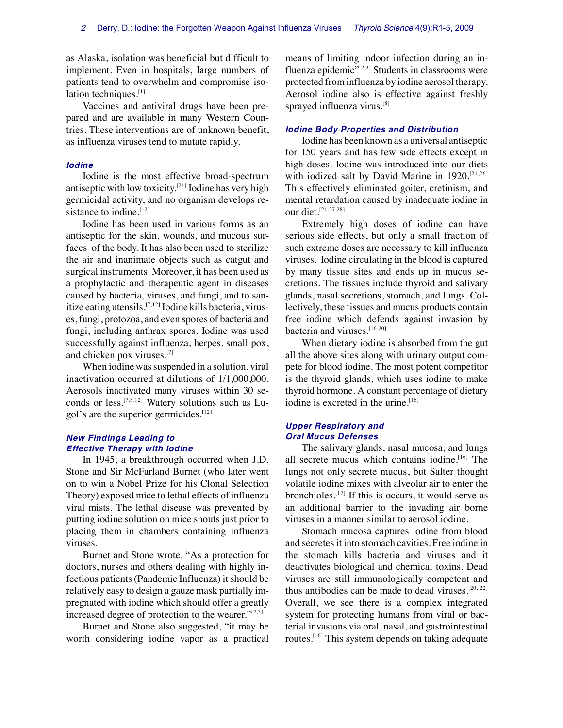as Alaska, isolation was beneficial but difficult to implement. Even in hospitals, large numbers of patients tend to overwhelm and compromise isolation techniques.[1]

Vaccines and antiviral drugs have been prepared and are available in many Western Countries. These interventions are of unknown benefit, as influenza viruses tend to mutate rapidly.

### *Iodine*

Iodine is the most effective broad-spectrum antiseptic with low toxicity.[21] Iodine has very high germicidal activity, and no organism develops resistance to iodine.[12]

Iodine has been used in various forms as an antiseptic for the skin, wounds, and mucous surfaces of the body. It has also been used to sterilize the air and inanimate objects such as catgut and surgical instruments. Moreover, it has been used as a prophylactic and therapeutic agent in diseases caused by bacteria, viruses, and fungi, and to sanitize eating utensils.[7,12] Iodine kills bacteria, viruses, fungi, protozoa, and even spores of bacteria and fungi, including anthrax spores. Iodine was used successfully against influenza, herpes, small pox, and chicken pox viruses.[7]

When iodine was suspended in a solution, viral inactivation occurred at dilutions of 1/1,000,000. Aerosols inactivated many viruses within 30 seconds or less.[7,8,12] Watery solutions such as Lugol's are the superior germicides.[12]

### *New Findings Leading to Effective Therapy with Iodine*

In 1945, a breakthrough occurred when J.D. Stone and Sir McFarland Burnet (who later went on to win a Nobel Prize for his Clonal Selection Theory) exposed mice to lethal effects of influenza viral mists. The lethal disease was prevented by putting iodine solution on mice snouts just prior to placing them in chambers containing influenza viruses.

Burnet and Stone wrote, "As a protection for doctors, nurses and others dealing with highly infectious patients (Pandemic Influenza) it should be relatively easy to design a gauze mask partially impregnated with iodine which should offer a greatly increased degree of protection to the wearer."[2,3]

Burnet and Stone also suggested, "it may be worth considering iodine vapor as a practical means of limiting indoor infection during an influenza epidemic"[2,3] Students in classrooms were protected from influenza by iodine aerosol therapy. Aerosol iodine also is effective against freshly sprayed influenza virus.[8]

### *Iodine Body Properties and Distribution*

Iodine has been known as a universal antiseptic for 150 years and has few side effects except in high doses. Iodine was introduced into our diets with iodized salt by David Marine in 1920.[21,26] This effectively eliminated goiter, cretinism, and mental retardation caused by inadequate iodine in our diet.[21,27,28]

Extremely high doses of iodine can have serious side effects, but only a small fraction of such extreme doses are necessary to kill influenza viruses. Iodine circulating in the blood is captured by many tissue sites and ends up in mucus secretions. The tissues include thyroid and salivary glands, nasal secretions, stomach, and lungs. Collectively, these tissues and mucus products contain free iodine which defends against invasion by bacteria and viruses.[16,20]

When dietary iodine is absorbed from the gut all the above sites along with urinary output compete for blood iodine. The most potent competitor is the thyroid glands, which uses iodine to make thyroid hormone. A constant percentage of dietary iodine is excreted in the urine.[16]

### *Upper Respiratory and Oral Mucus Defenses*

The salivary glands, nasal mucosa, and lungs all secrete mucus which contains iodine.[16] The lungs not only secrete mucus, but Salter thought volatile iodine mixes with alveolar air to enter the bronchioles.[17] If this is occurs, it would serve as an additional barrier to the invading air borne viruses in a manner similar to aerosol iodine.

Stomach mucosa captures iodine from blood and secretes it into stomach cavities. Free iodine in the stomach kills bacteria and viruses and it deactivates biological and chemical toxins. Dead viruses are still immunologically competent and thus antibodies can be made to dead viruses.[20, 22] Overall, we see there is a complex integrated system for protecting humans from viral or bacterial invasions via oral, nasal, and gastrointestinal routes.[16] This system depends on taking adequate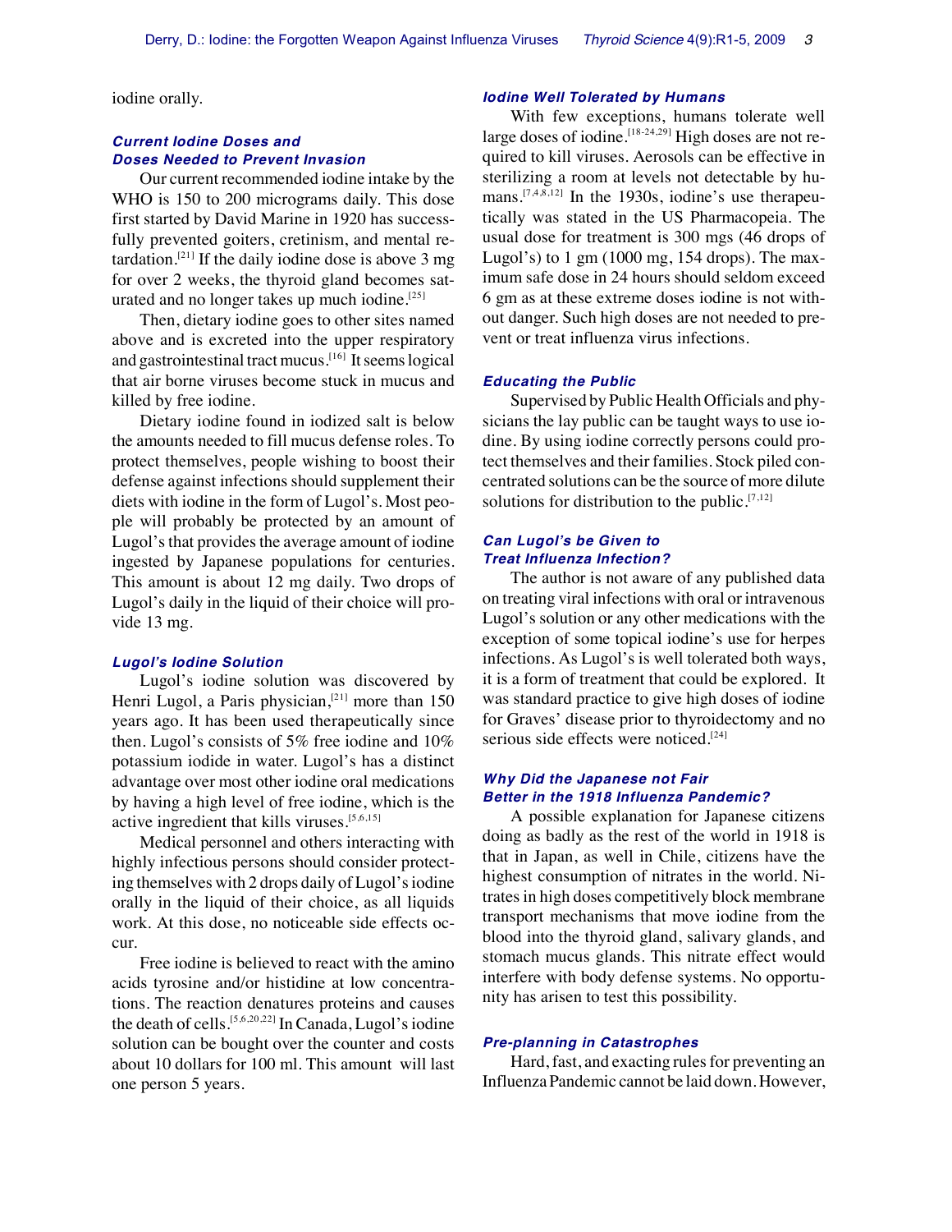iodine orally.

### *Current Iodine Doses and Doses Needed to Prevent Invasion*

Our current recommended iodine intake by the WHO is 150 to 200 micrograms daily. This dose first started by David Marine in 1920 has successfully prevented goiters, cretinism, and mental retardation.[21] If the daily iodine dose is above 3 mg for over 2 weeks, the thyroid gland becomes saturated and no longer takes up much iodine.[25]

Then, dietary iodine goes to other sites named above and is excreted into the upper respiratory and gastrointestinal tract mucus.[16] It seems logical that air borne viruses become stuck in mucus and killed by free iodine.

Dietary iodine found in iodized salt is below the amounts needed to fill mucus defense roles. To protect themselves, people wishing to boost their defense against infections should supplement their diets with iodine in the form of Lugol's. Most people will probably be protected by an amount of Lugol's that provides the average amount of iodine ingested by Japanese populations for centuries. This amount is about 12 mg daily. Two drops of Lugol's daily in the liquid of their choice will provide 13 mg.

### *Lugol's Iodine Solution*

Lugol's iodine solution was discovered by Henri Lugol, a Paris physician,[21] more than 150 years ago. It has been used therapeutically since then. Lugol's consists of 5% free iodine and 10% potassium iodide in water. Lugol's has a distinct advantage over most other iodine oral medications by having a high level of free iodine, which is the active ingredient that kills viruses.[5,6,15]

Medical personnel and others interacting with highly infectious persons should consider protecting themselves with 2 drops daily of Lugol's iodine orally in the liquid of their choice, as all liquids work. At this dose, no noticeable side effects occur.

Free iodine is believed to react with the amino acids tyrosine and/or histidine at low concentrations. The reaction denatures proteins and causes the death of cells.[5,6,20,22] In Canada, Lugol's iodine solution can be bought over the counter and costs about 10 dollars for 100 ml. This amount will last one person 5 years.

### *Iodine Well Tolerated by Humans*

With few exceptions, humans tolerate well large doses of iodine.[18-24,29] High doses are not required to kill viruses. Aerosols can be effective in sterilizing a room at levels not detectable by humans.[7,4,8,12] In the 1930s, iodine's use therapeutically was stated in the US Pharmacopeia. The usual dose for treatment is 300 mgs (46 drops of Lugol's) to 1 gm (1000 mg, 154 drops). The maximum safe dose in 24 hours should seldom exceed 6 gm as at these extreme doses iodine is not without danger. Such high doses are not needed to prevent or treat influenza virus infections.

### *Educating the Public*

Supervised by Public Health Officials and physicians the lay public can be taught ways to use iodine. By using iodine correctly persons could protect themselves and their families. Stock piled concentrated solutions can be the source of more dilute solutions for distribution to the public.[7,12]

### *Can Lugol's be Given to Treat Influenza Infection?*

The author is not aware of any published data on treating viral infections with oral or intravenous Lugol's solution or any other medications with the exception of some topical iodine's use for herpes infections. As Lugol's is well tolerated both ways, it is a form of treatment that could be explored. It was standard practice to give high doses of iodine for Graves' disease prior to thyroidectomy and no serious side effects were noticed.[24]

### *Why Did the Japanese not Fair Better in the 1918 Influenza Pandemic?*

A possible explanation for Japanese citizens doing as badly as the rest of the world in 1918 is that in Japan, as well in Chile, citizens have the highest consumption of nitrates in the world. Nitrates in high doses competitively block membrane transport mechanisms that move iodine from the blood into the thyroid gland, salivary glands, and stomach mucus glands. This nitrate effect would interfere with body defense systems. No opportunity has arisen to test this possibility.

### *Pre-planning in Catastrophes*

Hard, fast, and exacting rules for preventing an Influenza Pandemic cannot be laid down. However,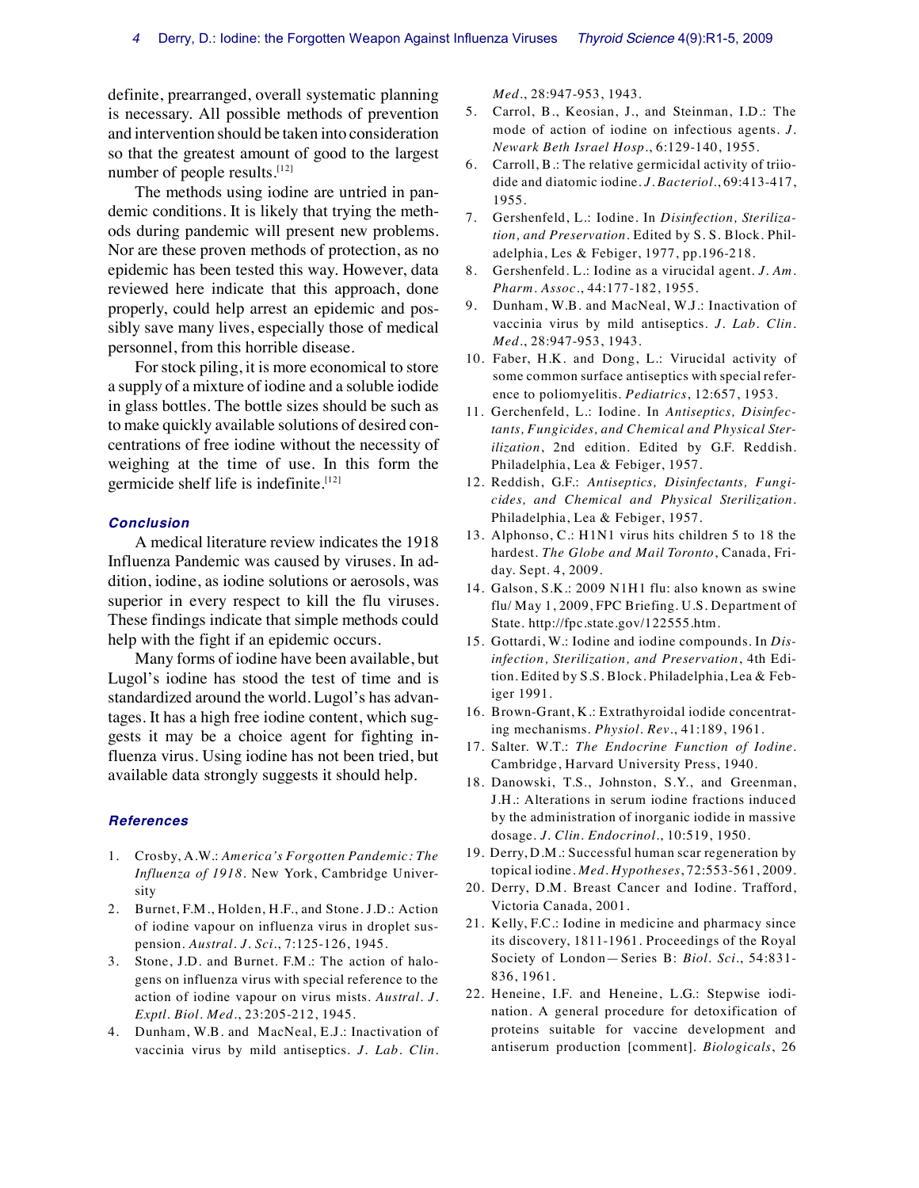definite, prearranged, overall systematic planning is necessary. All possible methods of prevention and intervention should be taken into consideration so that the greatest amount of good to the largest number of people results.[12]

The methods using iodine are untried in pandemic conditions. It is likely that trying the methods during pandemic will present new problems. Nor are these proven methods of protection, as no epidemic has been tested this way. However, data reviewed here indicate that this approach, done properly, could help arrest an epidemic and possibly save many lives, especially those of medical personnel, from this horrible disease.

For stock piling, it is more economical to store a supply of a mixture of iodine and a soluble iodide in glass bottles. The bottle sizes should be such as to make quickly available solutions of desired concentrations of free iodine without the necessity of weighing at the time of use. In this form the germicide shelf life is indefinite.[12]

### Conclusion

A medical literature review indicates the 1918 Influenza Pandemic was caused by viruses. In addition, iodine, as iodine solutions or aerosols, was superior in every respect to kill the flu viruses. These findings indicate that simple methods could help with the fight if an epidemic occurs.

Many forms of iodine have been available, but Lugol's iodine has stood the test of time and is standardized around the world. Lugol's has advantages. It has a high free iodine content, which suggests it may be a choice agent for fighting influenza virus. Using iodine has not been tried, but available data strongly suggests it should help.

### References

1. Crosby, A.W.: *America's Forgotten Pandemic: The Influenza of 1918*. New York, Cambridge University
2. Burnet, F.M., Holden, H.F., and Stone. J.D.: Action of iodine vapour on influenza virus in droplet suspension. *Austral. J. Sci.*, 7:125-126, 1945.
3. Stone, J.D. and Burnet. F.M.: The action of halogens on influenza virus with special reference to the action of iodine vapour on virus mists. *Austral. J. Exptl. Biol. Med.*, 23:205-212, 1945.
4. Dunham, W.B. and MacNeal, E.J.: Inactivation of vaccinia virus by mild antiseptics. *J. Lab. Clin. Med.*, 28:947-953, 1943.
5. Carrol, B., Keosian, J., and Steinman, I.D.: The mode of action of iodine on infectious agents. *J. Newark Beth Israel Hosp.*, 6:129-140, 1955.
6. Carroll, B.: The relative germicidal activity of triiodide and diatomic iodine. *J. Bacteriol.*, 69:413-417, 1955.
7. Gershenfeld, L.: Iodine. In *Disinfection, Sterilization, and Preservation*. Edited by S. S. Block. Philadelphia, Les & Febiger, 1977, pp.196-218.
8. Gershenfeld. L.: Iodine as a virucidal agent. *J. Am. Pharm. Assoc.*, 44:177-182, 1955.
9. Dunham, W.B. and MacNeal, W.J.: Inactivation of vaccinia virus by mild antiseptics. *J. Lab. Clin. Med.*, 28:947-953, 1943.
10. Faber, H.K. and Dong, L.: Virucidal activity of some common surface antiseptics with special reference to poliomyelitis. *Pediatrics*, 12:657, 1953.
11. Gerchenfeld, L.: Iodine. In *Antiseptics, Disinfectants, Fungicides, and Chemical and Physical Sterilization*, 2nd edition. Edited by G.F. Reddish. Philadelphia, Lea & Febiger, 1957.
12. Reddish, G.F.: *Antiseptics, Disinfectants, Fungicides, and Chemical and Physical Sterilization*. Philadelphia, Lea & Febiger, 1957.
13. Alphonso, C.: H1N1 virus hits children 5 to 18 the hardest. *The Globe and Mail Toronto*, Canada, Friday. Sept. 4, 2009.
14. Galson, S.K.: 2009 N1H1 flu: also known as swine flu/ May 1, 2009, FPC Briefing. U.S. Department of State. http://fpc.state.gov/122555.htm.
15. Gottardi, W.: Iodine and iodine compounds. In *Disinfection, Sterilization, and Preservation*, 4th Edition. Edited by S.S. Block. Philadelphia, Lea & Febiger 1991.
16. Brown-Grant, K.: Extrathyroidal iodide concentrating mechanisms. *Physiol. Rev.*, 41:189, 1961.
17. Salter. W.T.: *The Endocrine Function of Iodine*. Cambridge, Harvard University Press, 1940.
18. Danowski, T.S., Johnston, S.Y., and Greenman, J.H.: Alterations in serum iodine fractions induced by the administration of inorganic iodide in massive dosage. *J. Clin. Endocrinol.*, 10:519, 1950.
19. Derry, D.M.: Successful human scar regeneration by topical iodine. *Med. Hypotheses*, 72:553-561, 2009.
20. Derry, D.M. Breast Cancer and Iodine. Trafford, Victoria Canada, 2001.
21. Kelly, F.C.: Iodine in medicine and pharmacy since its discovery, 1811-1961. Proceedings of the Royal Society of London—Series B: *Biol. Sci.*, 54:831-836, 1961.
22. Heneine, I.F. and Heneine, L.G.: Stepwise iodination. A general procedure for detoxification of proteins suitable for vaccine development and antiserum production [comment]. *Biologicals*, 26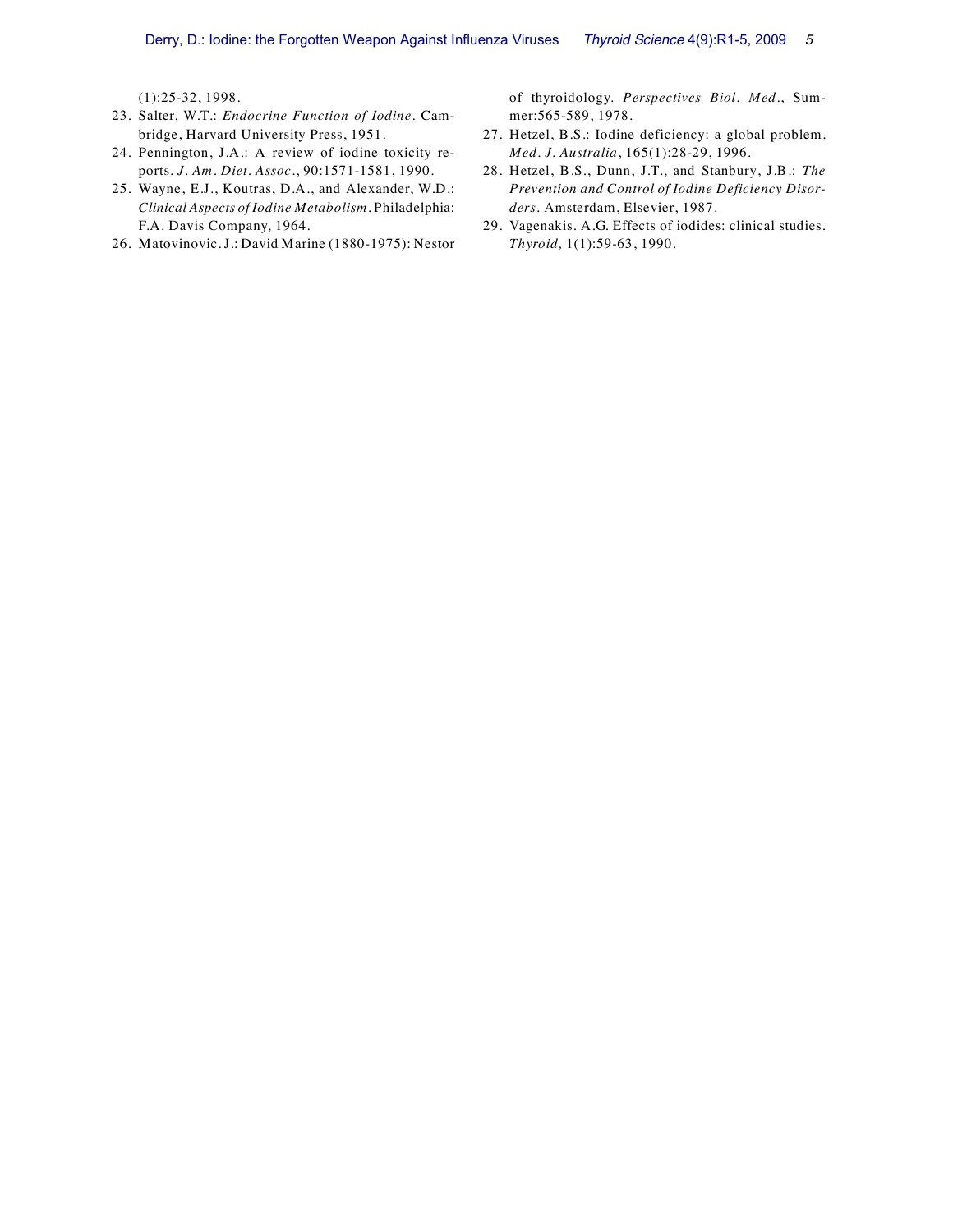(1):25-32, 1998.

23. Salter, W.T.: *Endocrine Function of Iodine*. Cambridge, Harvard University Press, 1951.
24. Pennington, J.A.: A review of iodine toxicity reports. *J. Am. Diet. Assoc.*, 90:1571-1581, 1990.
25. Wayne, E.J., Koutras, D.A., and Alexander, W.D.: *Clinical Aspects of Iodine Metabolism*. Philadelphia: F.A. Davis Company, 1964.
26. Matovinovic. J.: David Marine (1880-1975): Nestor of thyroidology. *Perspectives Biol. Med.*, Summer:565-589, 1978.
27. Hetzel, B.S.: Iodine deficiency: a global problem. *Med. J. Australia*, 165(1):28-29, 1996.
28. Hetzel, B.S., Dunn, J.T., and Stanbury, J.B.: *The Prevention and Control of Iodine Deficiency Disorders*. Amsterdam, Elsevier, 1987.
29. Vagenakis. A.G. Effects of iodides: clinical studies. *Thyroid,* 1(1):59-63, 1990.